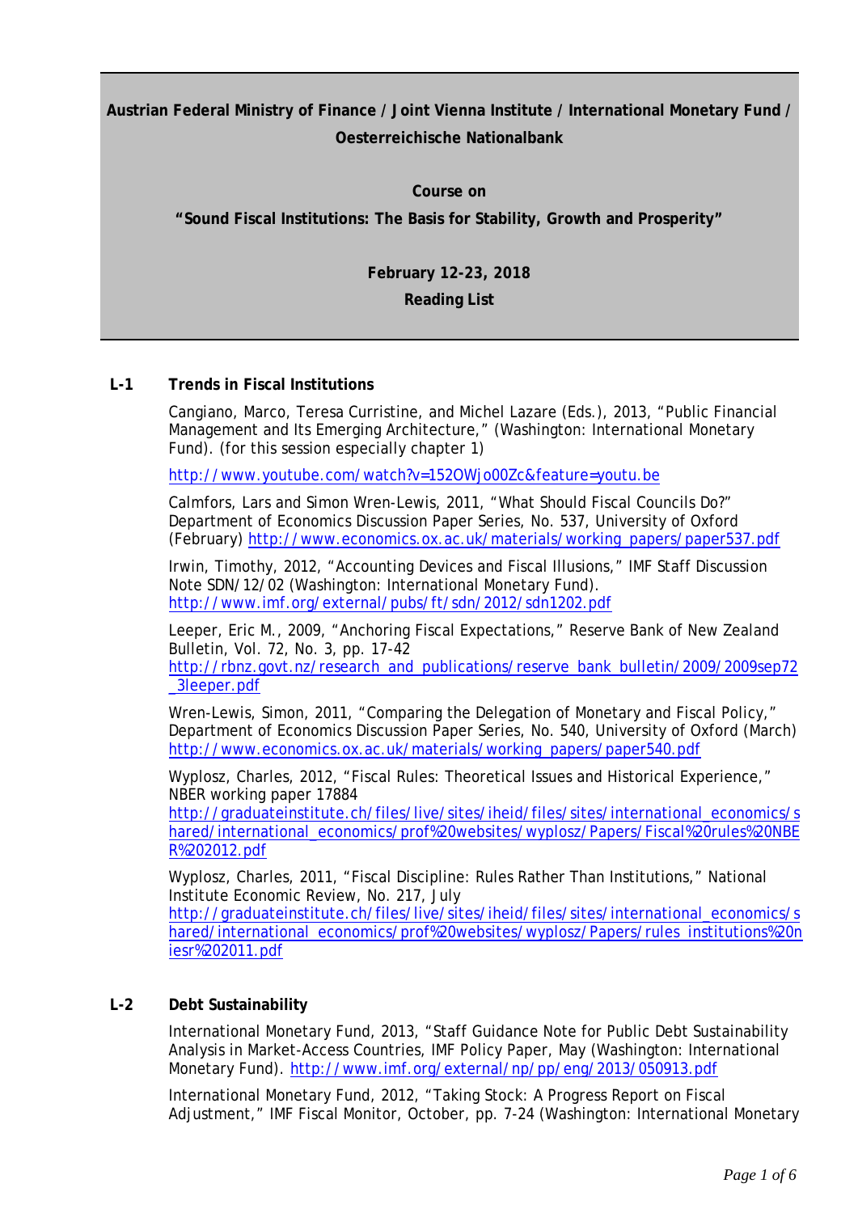**Austrian Federal Ministry of Finance / Joint Vienna Institute / International Monetary Fund / Oesterreichische Nationalbank**

**Course on**

**"Sound Fiscal Institutions: The Basis for Stability, Growth and Prosperity"**

**February 12-23, 2018**

**Reading List**

## L-1 Trends in Fiscal Institutions

Cangiano, Marco, Teresa Curristine, and Michel Lazare (Eds.), 2013, "Public Financial Management and Its Emerging Architecture," (Washington: International Monetary Fund). (for this session especially chapter 1)

http://www.youtube.com/watch?v=152OWjo00Zc&feature=youtu.be

Calmfors, Lars and Simon Wren-Lewis, 2011, "What Should Fiscal Councils Do?" Department of Economics Discussion Paper Series, No. 537, University of Oxford (February) http://www.economics.ox.ac.uk/materials/working_papers/paper537.pdf

Irwin, Timothy, 2012, "Accounting Devices and Fiscal Illusions," IMF Staff Discussion Note SDN/12/02 (Washington: International Monetary Fund). http://www.imf.org/external/pubs/ft/sdn/2012/sdn1202.pdf

Leeper, Eric M., 2009, "Anchoring Fiscal Expectations," Reserve Bank of New Zealand Bulletin, Vol. 72, No. 3, pp. 17-42 http://rbnz.govt.nz/research_and_publications/reserve_bank_bulletin/2009/2009sep72_3leeper.pdf

Wren-Lewis, Simon, 2011, "Comparing the Delegation of Monetary and Fiscal Policy," Department of Economics Discussion Paper Series, No. 540, University of Oxford (March) http://www.economics.ox.ac.uk/materials/working_papers/paper540.pdf

Wyplosz, Charles, 2012, "Fiscal Rules: Theoretical Issues and Historical Experience," NBER working paper 17884 http://graduateinstitute.ch/files/live/sites/iheid/files/sites/international_economics/shared/international_economics/prof%20websites/wyplosz/Papers/Fiscal%20rules%20NBER%202012.pdf

Wyplosz, Charles, 2011, "Fiscal Discipline: Rules Rather Than Institutions," National Institute Economic Review, No. 217, July http://graduateinstitute.ch/files/live/sites/iheid/files/sites/international_economics/shared/international_economics/prof%20websites/wyplosz/Papers/rules_institutions%20niesr%202011.pdf

## L-2 Debt Sustainability

International Monetary Fund, 2013, "Staff Guidance Note for Public Debt Sustainability Analysis in Market-Access Countries, IMF Policy Paper, May (Washington: International Monetary Fund). http://www.imf.org/external/np/pp/eng/2013/050913.pdf

International Monetary Fund, 2012, "Taking Stock: A Progress Report on Fiscal Adjustment," IMF Fiscal Monitor, October, pp. 7-24 (Washington: International Monetary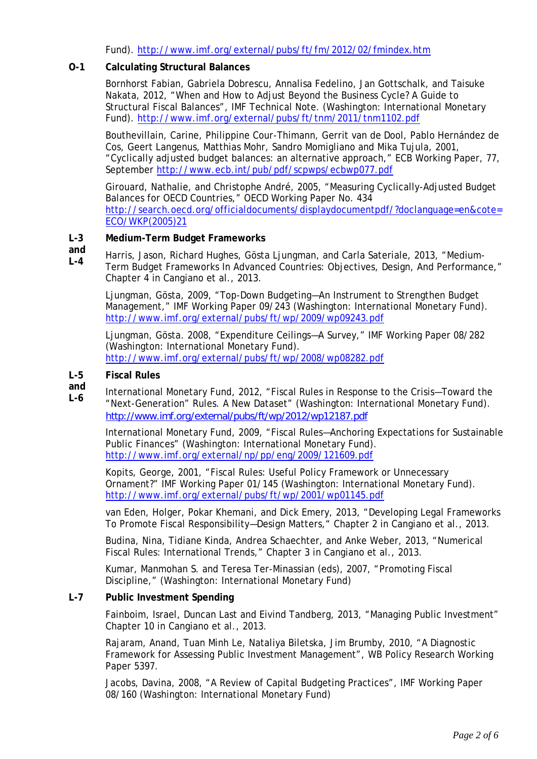Fund). http://www.imf.org/external/pubs/ft/fm/2012/02/fmindex.htm

**O-1 Calculating Structural Balances**

Bornhorst Fabian, Gabriela Dobrescu, Annalisa Fedelino, Jan Gottschalk, and Taisuke Nakata, 2012, "When and How to Adjust Beyond the Business Cycle? A Guide to Structural Fiscal Balances", IMF Technical Note. (Washington: International Monetary Fund). http://www.imf.org/external/pubs/ft/tnm/2011/tnm1102.pdf

Bouthevillain, Carine, Philippine Cour-Thimann, Gerrit van de Dool, Pablo Hernández de Cos, Geert Langenus, Matthias Mohr, Sandro Momigliano and Mika Tujula, 2001, "Cyclically adjusted budget balances: an alternative approach," ECB Working Paper, 77, September http://www.ecb.int/pub/pdf/scpwps/ecbwp077.pdf

Girouard, Nathalie, and Christophe André, 2005, "Measuring Cyclically-Adjusted Budget Balances for OECD Countries," OECD Working Paper No. 434 http://search.oecd.org/officialdocuments/displaydocumentpdf/?doclanguage=en&cote=ECO/WKP(2005)21

**L-3 and L-4 Medium-Term Budget Frameworks**

Harris, Jason, Richard Hughes, Gösta Ljungman, and Carla Sateriale, 2013, "Medium-Term Budget Frameworks In Advanced Countries: Objectives, Design, And Performance," Chapter 4 in Cangiano et al., 2013.

Ljungman, Gösta, 2009, "Top-Down Budgeting—An Instrument to Strengthen Budget Management," IMF Working Paper 09/243 (Washington: International Monetary Fund). http://www.imf.org/external/pubs/ft/wp/2009/wp09243.pdf

Ljungman, Gösta. 2008, "Expenditure Ceilings—A Survey," IMF Working Paper 08/282 (Washington: International Monetary Fund). http://www.imf.org/external/pubs/ft/wp/2008/wp08282.pdf

**L-5 and L-6 Fiscal Rules**

International Monetary Fund, 2012, "Fiscal Rules in Response to the Crisis—Toward the "Next-Generation" Rules. A New Dataset" (Washington: International Monetary Fund). http://www.imf.org/external/pubs/ft/wp/2012/wp12187.pdf

International Monetary Fund, 2009, "Fiscal Rules—Anchoring Expectations for Sustainable Public Finances" (Washington: International Monetary Fund). http://www.imf.org/external/np/pp/eng/2009/121609.pdf

Kopits, George, 2001, "Fiscal Rules: Useful Policy Framework or Unnecessary Ornament?" IMF Working Paper 01/145 (Washington: International Monetary Fund). http://www.imf.org/external/pubs/ft/wp/2001/wp01145.pdf

van Eden, Holger, Pokar Khemani, and Dick Emery, 2013, "Developing Legal Frameworks To Promote Fiscal Responsibility—Design Matters," Chapter 2 in Cangiano et al., 2013.

Budina, Nina, Tidiane Kinda, Andrea Schaechter, and Anke Weber, 2013, "Numerical Fiscal Rules: International Trends," Chapter 3 in Cangiano et al., 2013.

Kumar, Manmohan S. and Teresa Ter-Minassian (eds), 2007, "Promoting Fiscal Discipline," (Washington: International Monetary Fund)

**L-7 Public Investment Spending**

Fainboim, Israel, Duncan Last and Eivind Tandberg, 2013, "Managing Public Investment" Chapter 10 in Cangiano et al., 2013.

Rajaram, Anand, Tuan Minh Le, Nataliya Biletska, Jim Brumby, 2010, "A Diagnostic Framework for Assessing Public Investment Management", WB Policy Research Working Paper 5397.

Jacobs, Davina, 2008, "A Review of Capital Budgeting Practices", IMF Working Paper 08/160 (Washington: International Monetary Fund)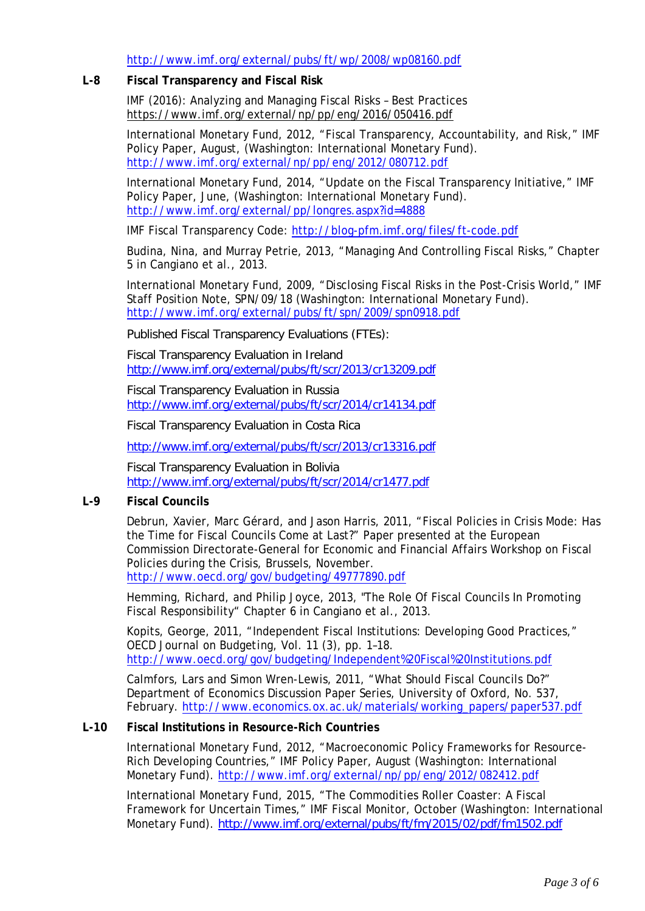http://www.imf.org/external/pubs/ft/wp/2008/wp08160.pdf

**L-8 Fiscal Transparency and Fiscal Risk**

IMF (2016): Analyzing and Managing Fiscal Risks – Best Practices https://www.imf.org/external/np/pp/eng/2016/050416.pdf

International Monetary Fund, 2012, "Fiscal Transparency, Accountability, and Risk," IMF Policy Paper, August, (Washington: International Monetary Fund). http://www.imf.org/external/np/pp/eng/2012/080712.pdf

International Monetary Fund, 2014, "Update on the Fiscal Transparency Initiative," IMF Policy Paper, June, (Washington: International Monetary Fund). http://www.imf.org/external/pp/longres.aspx?id=4888

IMF Fiscal Transparency Code: http://blog-pfm.imf.org/files/ft-code.pdf

Budina, Nina, and Murray Petrie, 2013, "Managing And Controlling Fiscal Risks," Chapter 5 in Cangiano et al., 2013.

International Monetary Fund, 2009, "Disclosing Fiscal Risks in the Post-Crisis World," IMF Staff Position Note, SPN/09/18 (Washington: International Monetary Fund). http://www.imf.org/external/pubs/ft/spn/2009/spn0918.pdf

Published Fiscal Transparency Evaluations (FTEs):

Fiscal Transparency Evaluation in Ireland http://www.imf.org/external/pubs/ft/scr/2013/cr13209.pdf

Fiscal Transparency Evaluation in Russia http://www.imf.org/external/pubs/ft/scr/2014/cr14134.pdf

Fiscal Transparency Evaluation in Costa Rica

http://www.imf.org/external/pubs/ft/scr/2013/cr13316.pdf

Fiscal Transparency Evaluation in Bolivia http://www.imf.org/external/pubs/ft/scr/2014/cr1477.pdf

**L-9 Fiscal Councils**

Debrun, Xavier, Marc Gérard, and Jason Harris, 2011, "Fiscal Policies in Crisis Mode: Has the Time for Fiscal Councils Come at Last?" Paper presented at the European Commission Directorate-General for Economic and Financial Affairs Workshop on Fiscal Policies during the Crisis, Brussels, November. http://www.oecd.org/gov/budgeting/49777890.pdf

Hemming, Richard, and Philip Joyce, 2013, "The Role Of Fiscal Councils In Promoting Fiscal Responsibility" Chapter 6 in Cangiano et al., 2013.

Kopits, George, 2011, "Independent Fiscal Institutions: Developing Good Practices," OECD Journal on Budgeting, Vol. 11 (3), pp. 1–18. http://www.oecd.org/gov/budgeting/Independent%20Fiscal%20Institutions.pdf

Calmfors, Lars and Simon Wren-Lewis, 2011, "What Should Fiscal Councils Do?" Department of Economics Discussion Paper Series, University of Oxford, No. 537, February. http://www.economics.ox.ac.uk/materials/working_papers/paper537.pdf

**L-10 Fiscal Institutions in Resource-Rich Countries**

International Monetary Fund, 2012, "Macroeconomic Policy Frameworks for Resource-Rich Developing Countries," IMF Policy Paper, August (Washington: International Monetary Fund). http://www.imf.org/external/np/pp/eng/2012/082412.pdf

International Monetary Fund, 2015, "The Commodities Roller Coaster: A Fiscal Framework for Uncertain Times," IMF Fiscal Monitor, October (Washington: International Monetary Fund). http://www.imf.org/external/pubs/ft/fm/2015/02/pdf/fm1502.pdf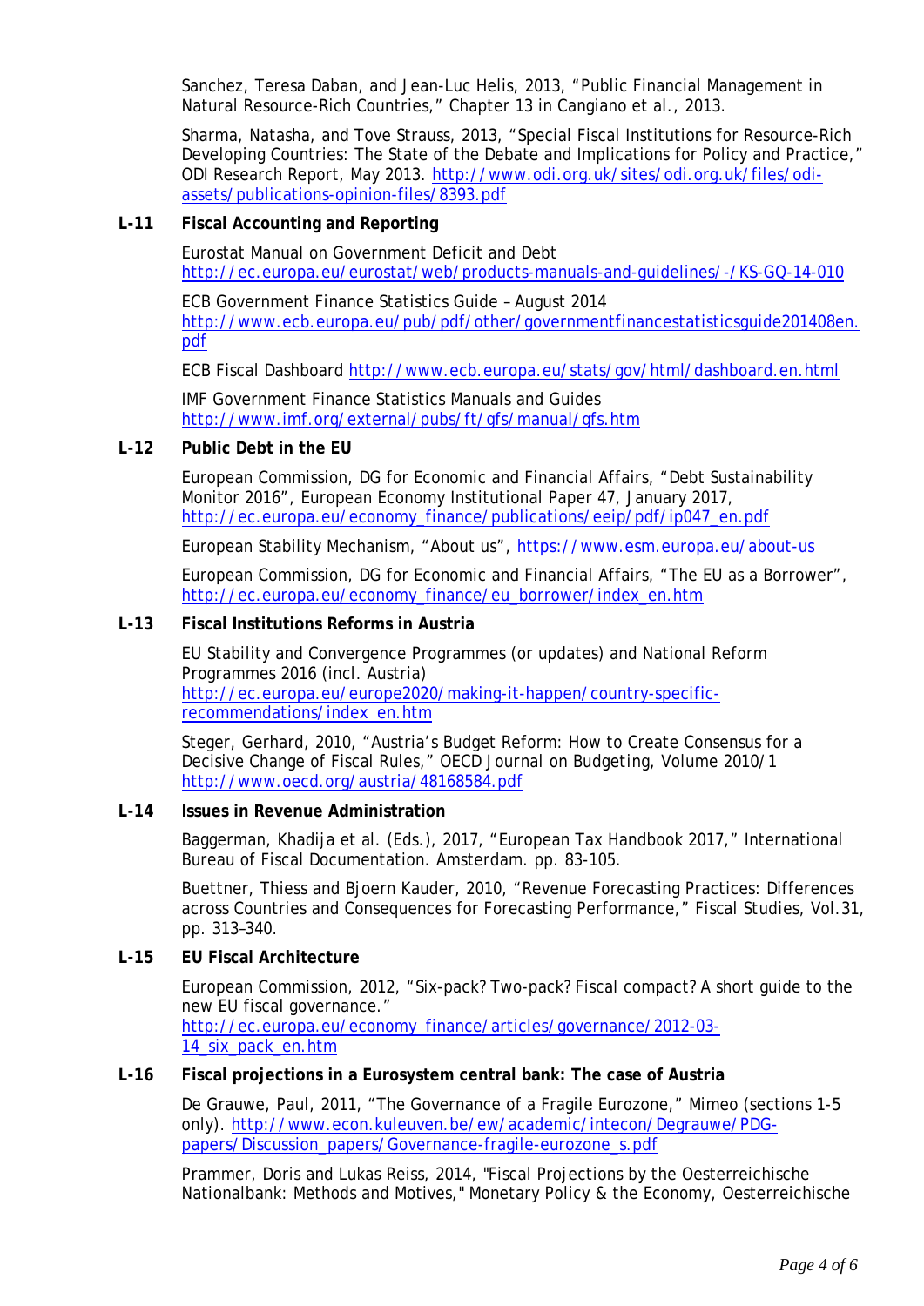Sanchez, Teresa Daban, and Jean-Luc Helis, 2013, "Public Financial Management in Natural Resource-Rich Countries," Chapter 13 in Cangiano et al., 2013.

Sharma, Natasha, and Tove Strauss, 2013, "Special Fiscal Institutions for Resource-Rich Developing Countries: The State of the Debate and Implications for Policy and Practice," ODI Research Report, May 2013. http://www.odi.org.uk/sites/odi.org.uk/files/odi-assets/publications-opinion-files/8393.pdf

**L-11 Fiscal Accounting and Reporting**

Eurostat Manual on Government Deficit and Debt http://ec.europa.eu/eurostat/web/products-manuals-and-guidelines/-/KS-GQ-14-010

ECB Government Finance Statistics Guide – August 2014 http://www.ecb.europa.eu/pub/pdf/other/governmentfinancestatisticsguide201408en.pdf

ECB Fiscal Dashboard http://www.ecb.europa.eu/stats/gov/html/dashboard.en.html

IMF Government Finance Statistics Manuals and Guides http://www.imf.org/external/pubs/ft/gfs/manual/gfs.htm

**L-12 Public Debt in the EU**

European Commission, DG for Economic and Financial Affairs, "Debt Sustainability Monitor 2016", European Economy Institutional Paper 47, January 2017, http://ec.europa.eu/economy_finance/publications/eeip/pdf/ip047_en.pdf

European Stability Mechanism, "About us", https://www.esm.europa.eu/about-us

European Commission, DG for Economic and Financial Affairs, "The EU as a Borrower", http://ec.europa.eu/economy_finance/eu_borrower/index_en.htm

**L-13 Fiscal Institutions Reforms in Austria**

EU Stability and Convergence Programmes (or updates) and National Reform Programmes 2016 (incl. Austria) http://ec.europa.eu/europe2020/making-it-happen/country-specific-recommendations/index_en.htm

Steger, Gerhard, 2010, "Austria's Budget Reform: How to Create Consensus for a Decisive Change of Fiscal Rules," OECD Journal on Budgeting, Volume 2010/1 http://www.oecd.org/austria/48168584.pdf

**L-14 Issues in Revenue Administration**

Baggerman, Khadija et al. (Eds.), 2017, "European Tax Handbook 2017," International Bureau of Fiscal Documentation. Amsterdam. pp. 83-105.

Buettner, Thiess and Bjoern Kauder, 2010, "Revenue Forecasting Practices: Differences across Countries and Consequences for Forecasting Performance," Fiscal Studies, Vol.31, pp. 313–340.

**L-15 EU Fiscal Architecture**

European Commission, 2012, "Six-pack? Two-pack? Fiscal compact? A short guide to the new EU fiscal governance." http://ec.europa.eu/economy_finance/articles/governance/2012-03-14_six_pack_en.htm

**L-16 Fiscal projections in a Eurosystem central bank: The case of Austria**

De Grauwe, Paul, 2011, "The Governance of a Fragile Eurozone," Mimeo (sections 1-5 only). http://www.econ.kuleuven.be/ew/academic/intecon/Degrauwe/PDG-papers/Discussion_papers/Governance-fragile-eurozone_s.pdf

Prammer, Doris and Lukas Reiss, 2014, "Fiscal Projections by the Oesterreichische Nationalbank: Methods and Motives," Monetary Policy & the Economy, Oesterreichische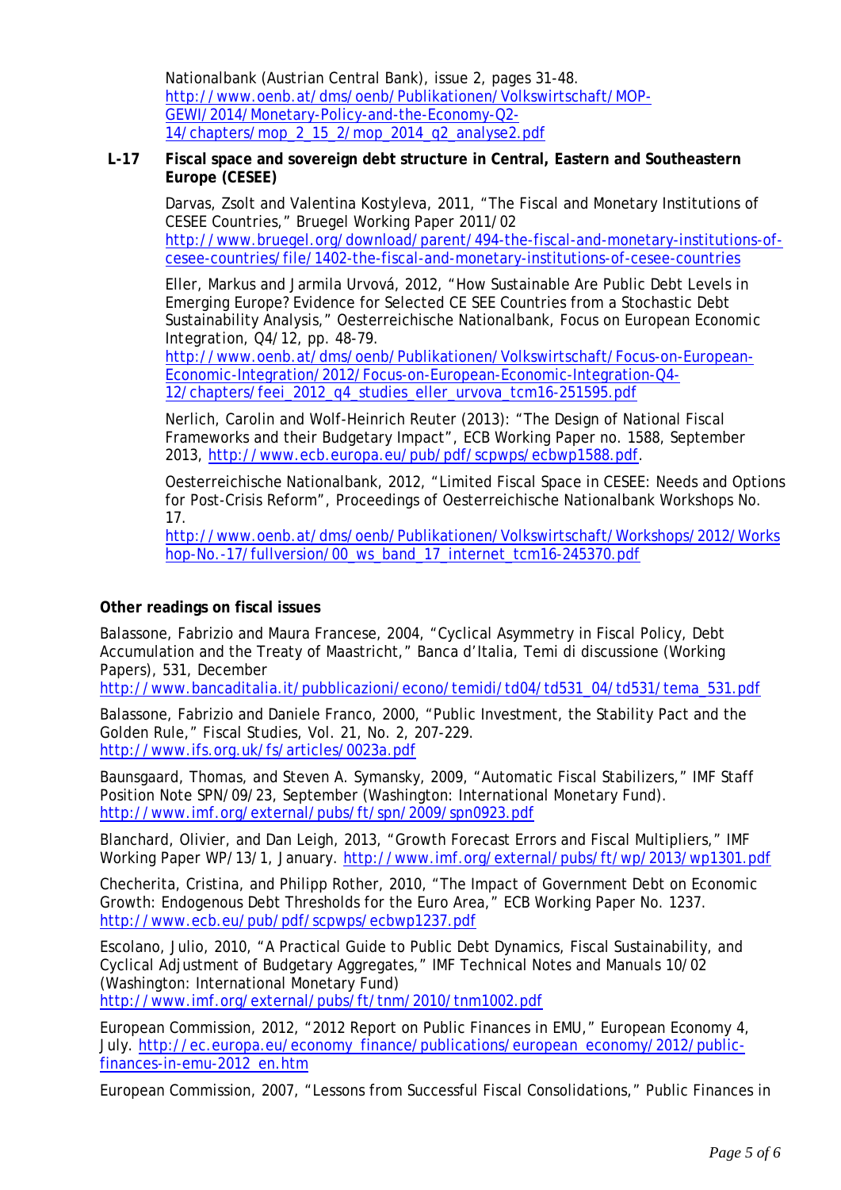Nationalbank (Austrian Central Bank), issue 2, pages 31-48. http://www.oenb.at/dms/oenb/Publikationen/Volkswirtschaft/MOP-GEWI/2014/Monetary-Policy-and-the-Economy-Q2-14/chapters/mop_2_15_2/mop_2014_q2_analyse2.pdf

**L-17 Fiscal space and sovereign debt structure in Central, Eastern and Southeastern Europe (CESEE)**

Darvas, Zsolt and Valentina Kostyleva, 2011, "The Fiscal and Monetary Institutions of CESEE Countries," Bruegel Working Paper 2011/02 http://www.bruegel.org/download/parent/494-the-fiscal-and-monetary-institutions-of-cesee-countries/file/1402-the-fiscal-and-monetary-institutions-of-cesee-countries

Eller, Markus and Jarmila Urvová, 2012, "How Sustainable Are Public Debt Levels in Emerging Europe? Evidence for Selected CE SEE Countries from a Stochastic Debt Sustainability Analysis," Oesterreichische Nationalbank, Focus on European Economic Integration, Q4/12, pp. 48-79. http://www.oenb.at/dms/oenb/Publikationen/Volkswirtschaft/Focus-on-European-Economic-Integration/2012/Focus-on-European-Economic-Integration-Q4-12/chapters/feei_2012_q4_studies_eller_urvova_tcm16-251595.pdf

Nerlich, Carolin and Wolf-Heinrich Reuter (2013): "The Design of National Fiscal Frameworks and their Budgetary Impact", ECB Working Paper no. 1588, September 2013, http://www.ecb.europa.eu/pub/pdf/scpwps/ecbwp1588.pdf.

Oesterreichische Nationalbank, 2012, "Limited Fiscal Space in CESEE: Needs and Options for Post-Crisis Reform", Proceedings of Oesterreichische Nationalbank Workshops No. 17. http://www.oenb.at/dms/oenb/Publikationen/Volkswirtschaft/Workshops/2012/Workshop-No.-17/fullversion/00_ws_band_17_internet_tcm16-245370.pdf

**Other readings on fiscal issues**

Balassone, Fabrizio and Maura Francese, 2004, "Cyclical Asymmetry in Fiscal Policy, Debt Accumulation and the Treaty of Maastricht," Banca d'Italia, Temi di discussione (Working Papers), 531, December http://www.bancaditalia.it/pubblicazioni/econo/temidi/td04/td531_04/td531/tema_531.pdf

Balassone, Fabrizio and Daniele Franco, 2000, "Public Investment, the Stability Pact and the Golden Rule," Fiscal Studies, Vol. 21, No. 2, 207-229. http://www.ifs.org.uk/fs/articles/0023a.pdf

Baunsgaard, Thomas, and Steven A. Symansky, 2009, "Automatic Fiscal Stabilizers," IMF Staff Position Note SPN/09/23, September (Washington: International Monetary Fund). http://www.imf.org/external/pubs/ft/spn/2009/spn0923.pdf

Blanchard, Olivier, and Dan Leigh, 2013, "Growth Forecast Errors and Fiscal Multipliers," IMF Working Paper WP/13/1, January. http://www.imf.org/external/pubs/ft/wp/2013/wp1301.pdf

Checherita, Cristina, and Philipp Rother, 2010, "The Impact of Government Debt on Economic Growth: Endogenous Debt Thresholds for the Euro Area," ECB Working Paper No. 1237. http://www.ecb.eu/pub/pdf/scpwps/ecbwp1237.pdf

Escolano, Julio, 2010, "A Practical Guide to Public Debt Dynamics, Fiscal Sustainability, and Cyclical Adjustment of Budgetary Aggregates," IMF Technical Notes and Manuals 10/02 (Washington: International Monetary Fund) http://www.imf.org/external/pubs/ft/tnm/2010/tnm1002.pdf

European Commission, 2012, "2012 Report on Public Finances in EMU," European Economy 4, July. http://ec.europa.eu/economy_finance/publications/european_economy/2012/public-finances-in-emu-2012_en.htm

European Commission, 2007, "Lessons from Successful Fiscal Consolidations," Public Finances in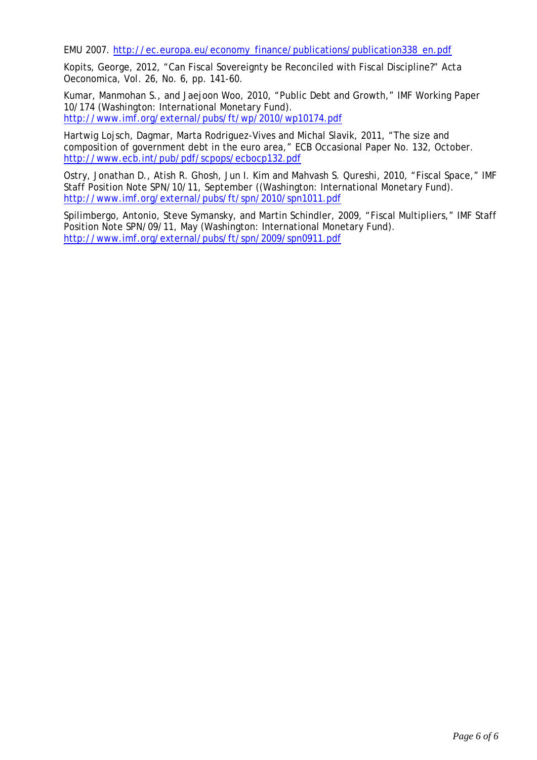EMU 2007. http://ec.europa.eu/economy_finance/publications/publication338_en.pdf

Kopits, George, 2012, "Can Fiscal Sovereignty be Reconciled with Fiscal Discipline?" Acta Oeconomica, Vol. 26, No. 6, pp. 141-60.

Kumar, Manmohan S., and Jaejoon Woo, 2010, "Public Debt and Growth," IMF Working Paper 10/174 (Washington: International Monetary Fund). http://www.imf.org/external/pubs/ft/wp/2010/wp10174.pdf

Hartwig Lojsch, Dagmar, Marta Rodriguez-Vives and Michal Slavik, 2011, "The size and composition of government debt in the euro area," ECB Occasional Paper No. 132, October. http://www.ecb.int/pub/pdf/scpops/ecbocp132.pdf

Ostry, Jonathan D., Atish R. Ghosh, Jun I. Kim and Mahvash S. Qureshi, 2010, "Fiscal Space," IMF Staff Position Note SPN/10/11, September ((Washington: International Monetary Fund). http://www.imf.org/external/pubs/ft/spn/2010/spn1011.pdf

Spilimbergo, Antonio, Steve Symansky, and Martin Schindler, 2009, "Fiscal Multipliers," IMF Staff Position Note SPN/09/11, May (Washington: International Monetary Fund). http://www.imf.org/external/pubs/ft/spn/2009/spn0911.pdf